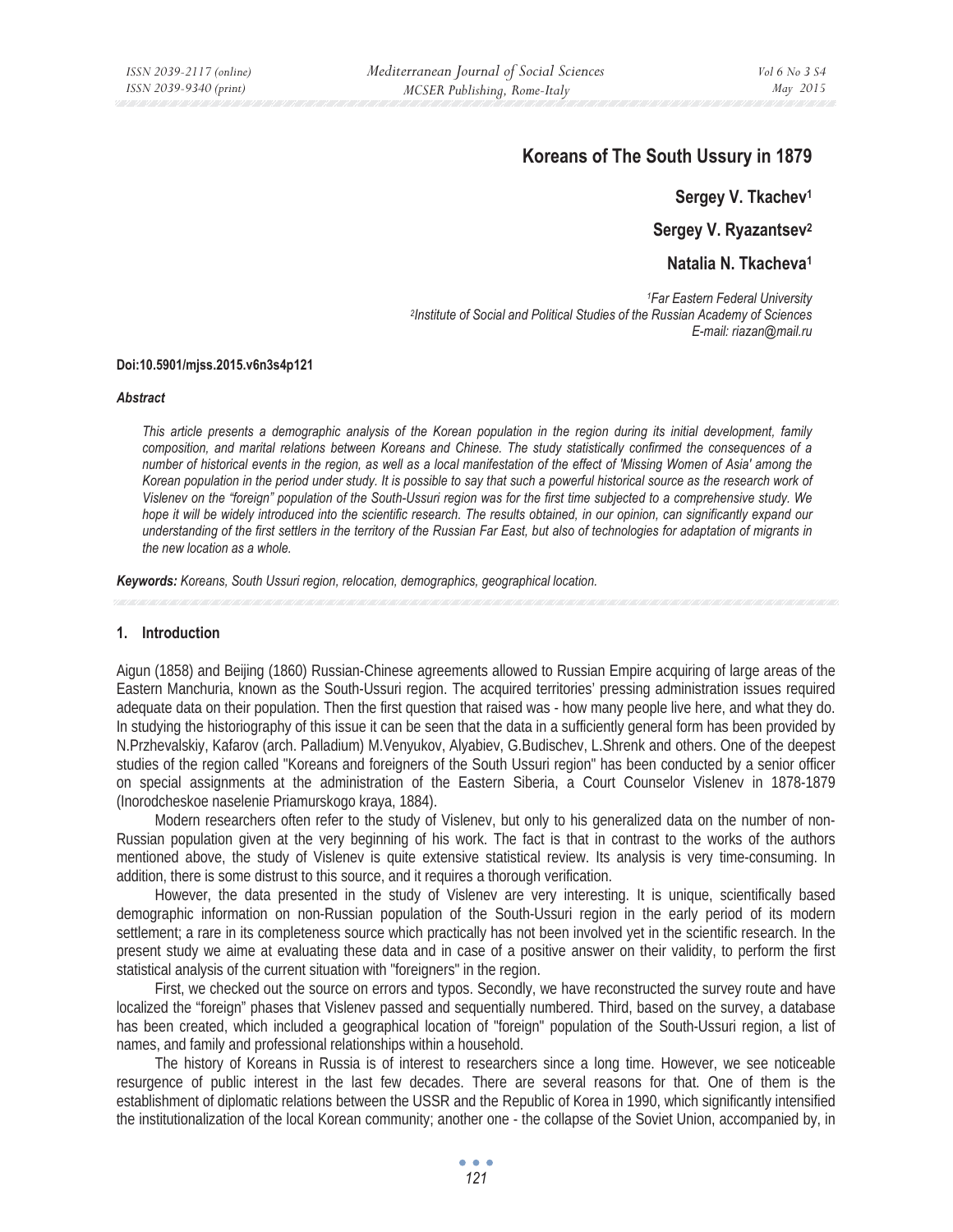# Koreans of The South Ussury in 1879

**Sergey V. Tkachev[1]**

**Sergey V. Ryazantsev[2]**

**Natalia N. Tkacheva[1]**

*[1]Far Eastern Federal University*
*[2]Institute of Social and Political Studies of the Russian Academy of Sciences*
*E-mail: riazan@mail.ru*

**Doi:10.5901/mjss.2015.v6n3s4p121**

***Abstract***

*This article presents a demographic analysis of the Korean population in the region during its initial development, family composition, and marital relations between Koreans and Chinese. The study statistically confirmed the consequences of a number of historical events in the region, as well as a local manifestation of the effect of 'Missing Women of Asia' among the Korean population in the period under study. It is possible to say that such a powerful historical source as the research work of Vislenev on the "foreign" population of the South-Ussuri region was for the first time subjected to a comprehensive study. We hope it will be widely introduced into the scientific research. The results obtained, in our opinion, can significantly expand our understanding of the first settlers in the territory of the Russian Far East, but also of technologies for adaptation of migrants in the new location as a whole.*

***Keywords:*** *Koreans, South Ussuri region, relocation, demographics, geographical location.*

## 1. Introduction

Aigun (1858) and Beijing (1860) Russian-Chinese agreements allowed to Russian Empire acquiring of large areas of the Eastern Manchuria, known as the South-Ussuri region. The acquired territories' pressing administration issues required adequate data on their population. Then the first question that raised was - how many people live here, and what they do. In studying the historiography of this issue it can be seen that the data in a sufficiently general form has been provided by N.Przhevalskiy, Kafarov (arch. Palladium) M.Venyukov, Alyabiev, G.Budischev, L.Shrenk and others. One of the deepest studies of the region called "Koreans and foreigners of the South Ussuri region" has been conducted by a senior officer on special assignments at the administration of the Eastern Siberia, a Court Counselor Vislenev in 1878-1879 (Inorodcheskoe naselenie Priamurskogo kraya, 1884).

Modern researchers often refer to the study of Vislenev, but only to his generalized data on the number of non-Russian population given at the very beginning of his work. The fact is that in contrast to the works of the authors mentioned above, the study of Vislenev is quite extensive statistical review. Its analysis is very time-consuming. In addition, there is some distrust to this source, and it requires a thorough verification.

However, the data presented in the study of Vislenev are very interesting. It is unique, scientifically based demographic information on non-Russian population of the South-Ussuri region in the early period of its modern settlement; a rare in its completeness source which practically has not been involved yet in the scientific research. In the present study we aime at evaluating these data and in case of a positive answer on their validity, to perform the first statistical analysis of the current situation with "foreigners" in the region.

First, we checked out the source on errors and typos. Secondly, we have reconstructed the survey route and have localized the "foreign" phases that Vislenev passed and sequentially numbered. Third, based on the survey, a database has been created, which included a geographical location of "foreign" population of the South-Ussuri region, a list of names, and family and professional relationships within a household.

The history of Koreans in Russia is of interest to researchers since a long time. However, we see noticeable resurgence of public interest in the last few decades. There are several reasons for that. One of them is the establishment of diplomatic relations between the USSR and the Republic of Korea in 1990, which significantly intensified the institutionalization of the local Korean community; another one - the collapse of the Soviet Union, accompanied by, in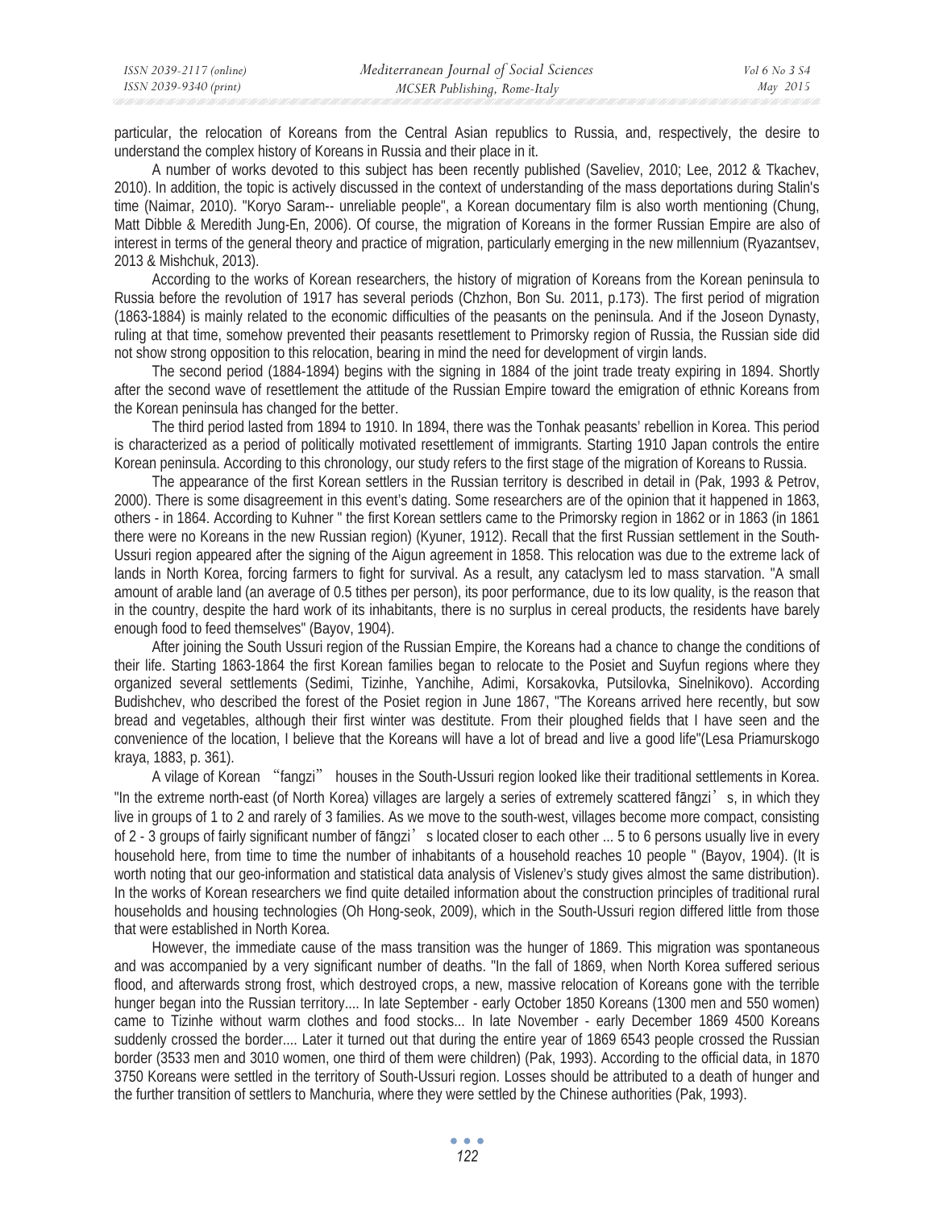particular, the relocation of Koreans from the Central Asian republics to Russia, and, respectively, the desire to understand the complex history of Koreans in Russia and their place in it.

A number of works devoted to this subject has been recently published (Saveliev, 2010; Lee, 2012 & Tkachev, 2010). In addition, the topic is actively discussed in the context of understanding of the mass deportations during Stalin's time (Naimar, 2010). "Koryo Saram-- unreliable people", a Korean documentary film is also worth mentioning (Chung, Matt Dibble & Meredith Jung-En, 2006). Of course, the migration of Koreans in the former Russian Empire are also of interest in terms of the general theory and practice of migration, particularly emerging in the new millennium (Ryazantsev, 2013 & Mishchuk, 2013).

According to the works of Korean researchers, the history of migration of Koreans from the Korean peninsula to Russia before the revolution of 1917 has several periods (Chzhon, Bon Su. 2011, p.173). The first period of migration (1863-1884) is mainly related to the economic difficulties of the peasants on the peninsula. And if the Joseon Dynasty, ruling at that time, somehow prevented their peasants resettlement to Primorsky region of Russia, the Russian side did not show strong opposition to this relocation, bearing in mind the need for development of virgin lands.

The second period (1884-1894) begins with the signing in 1884 of the joint trade treaty expiring in 1894. Shortly after the second wave of resettlement the attitude of the Russian Empire toward the emigration of ethnic Koreans from the Korean peninsula has changed for the better.

The third period lasted from 1894 to 1910. In 1894, there was the Tonhak peasants' rebellion in Korea. This period is characterized as a period of politically motivated resettlement of immigrants. Starting 1910 Japan controls the entire Korean peninsula. According to this chronology, our study refers to the first stage of the migration of Koreans to Russia.

The appearance of the first Korean settlers in the Russian territory is described in detail in (Pak, 1993 & Petrov, 2000). There is some disagreement in this event's dating. Some researchers are of the opinion that it happened in 1863, others - in 1864. According to Kuhner " the first Korean settlers came to the Primorsky region in 1862 or in 1863 (in 1861 there were no Koreans in the new Russian region) (Kyuner, 1912). Recall that the first Russian settlement in the South-Ussuri region appeared after the signing of the Aigun agreement in 1858. This relocation was due to the extreme lack of lands in North Korea, forcing farmers to fight for survival. As a result, any cataclysm led to mass starvation. "A small amount of arable land (an average of 0.5 tithes per person), its poor performance, due to its low quality, is the reason that in the country, despite the hard work of its inhabitants, there is no surplus in cereal products, the residents have barely enough food to feed themselves" (Bayov, 1904).

After joining the South Ussuri region of the Russian Empire, the Koreans had a chance to change the conditions of their life. Starting 1863-1864 the first Korean families began to relocate to the Posiet and Suyfun regions where they organized several settlements (Sedimi, Tizinhe, Yanchihe, Adimi, Korsakovka, Putsilovka, Sinelnikovo). According Budishchev, who described the forest of the Posiet region in June 1867, "The Koreans arrived here recently, but sow bread and vegetables, although their first winter was destitute. From their ploughed fields that I have seen and the convenience of the location, I believe that the Koreans will have a lot of bread and live a good life"(Lesa Priamurskogo kraya, 1883, p. 361).

A vilage of Korean "fangzi" houses in the South-Ussuri region looked like their traditional settlements in Korea. "In the extreme north-east (of North Korea) villages are largely a series of extremely scattered fāngzi's, in which they live in groups of 1 to 2 and rarely of 3 families. As we move to the south-west, villages become more compact, consisting of 2 - 3 groups of fairly significant number of fāngzi's located closer to each other ... 5 to 6 persons usually live in every household here, from time to time the number of inhabitants of a household reaches 10 people " (Bayov, 1904). (It is worth noting that our geo-information and statistical data analysis of Vislenev's study gives almost the same distribution). In the works of Korean researchers we find quite detailed information about the construction principles of traditional rural households and housing technologies (Oh Hong-seok, 2009), which in the South-Ussuri region differed little from those that were established in North Korea.

However, the immediate cause of the mass transition was the hunger of 1869. This migration was spontaneous and was accompanied by a very significant number of deaths. "In the fall of 1869, when North Korea suffered serious flood, and afterwards strong frost, which destroyed crops, a new, massive relocation of Koreans gone with the terrible hunger began into the Russian territory.... In late September - early October 1850 Koreans (1300 men and 550 women) came to Tizinhe without warm clothes and food stocks... In late November - early December 1869 4500 Koreans suddenly crossed the border.... Later it turned out that during the entire year of 1869 6543 people crossed the Russian border (3533 men and 3010 women, one third of them were children) (Pak, 1993). According to the official data, in 1870 3750 Koreans were settled in the territory of South-Ussuri region. Losses should be attributed to a death of hunger and the further transition of settlers to Manchuria, where they were settled by the Chinese authorities (Pak, 1993).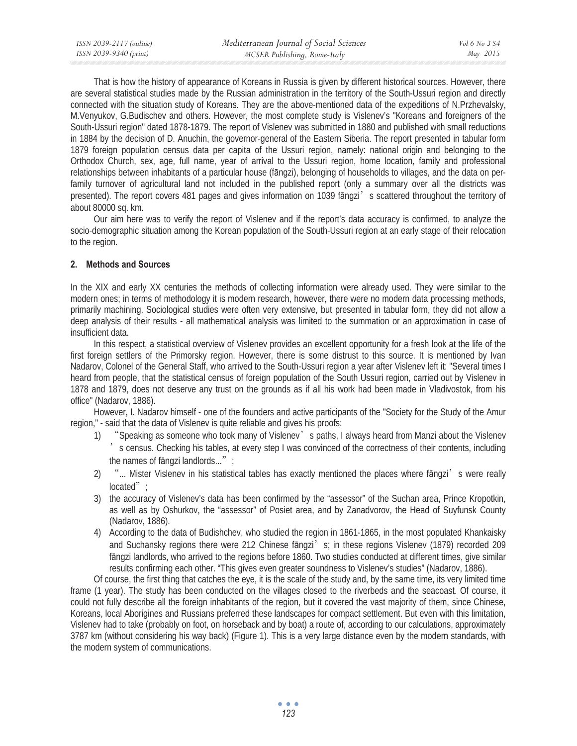That is how the history of appearance of Koreans in Russia is given by different historical sources. However, there are several statistical studies made by the Russian administration in the territory of the South-Ussuri region and directly connected with the situation study of Koreans. They are the above-mentioned data of the expeditions of N.Przhevalsky, M.Venyukov, G.Budischev and others. However, the most complete study is Vislenev's "Koreans and foreigners of the South-Ussuri region" dated 1878-1879. The report of Vislenev was submitted in 1880 and published with small reductions in 1884 by the decision of D. Anuchin, the governor-general of the Eastern Siberia. The report presented in tabular form 1879 foreign population census data per capita of the Ussuri region, namely: national origin and belonging to the Orthodox Church, sex, age, full name, year of arrival to the Ussuri region, home location, family and professional relationships between inhabitants of a particular house (fāngzi), belonging of households to villages, and the data on per-family turnover of agricultural land not included in the published report (only a summary over all the districts was presented). The report covers 481 pages and gives information on 1039 fāngzi's scattered throughout the territory of about 80000 sq. km.

Our aim here was to verify the report of Vislenev and if the report's data accuracy is confirmed, to analyze the socio-demographic situation among the Korean population of the South-Ussuri region at an early stage of their relocation to the region.

## 2. Methods and Sources

In the XIX and early XX centuries the methods of collecting information were already used. They were similar to the modern ones; in terms of methodology it is modern research, however, there were no modern data processing methods, primarily machining. Sociological studies were often very extensive, but presented in tabular form, they did not allow a deep analysis of their results - all mathematical analysis was limited to the summation or an approximation in case of insufficient data.

In this respect, a statistical overview of Vislenev provides an excellent opportunity for a fresh look at the life of the first foreign settlers of the Primorsky region. However, there is some distrust to this source. It is mentioned by Ivan Nadarov, Colonel of the General Staff, who arrived to the South-Ussuri region a year after Vislenev left it: "Several times I heard from people, that the statistical census of foreign population of the South Ussuri region, carried out by Vislenev in 1878 and 1879, does not deserve any trust on the grounds as if all his work had been made in Vladivostok, from his office" (Nadarov, 1886).

However, I. Nadarov himself - one of the founders and active participants of the "Society for the Study of the Amur region," - said that the data of Vislenev is quite reliable and gives his proofs:

1) "Speaking as someone who took many of Vislenev's paths, I always heard from Manzi about the Vislenev's census. Checking his tables, at every step I was convinced of the correctness of their contents, including the names of fāngzi landlords...";
2) "... Mister Vislenev in his statistical tables has exactly mentioned the places where fāngzi's were really located";
3) the accuracy of Vislenev's data has been confirmed by the "assessor" of the Suchan area, Prince Kropotkin, as well as by Oshurkov, the "assessor" of Posiet area, and by Zanadvorov, the Head of Suyfunsk County (Nadarov, 1886).
4) According to the data of Budishchev, who studied the region in 1861-1865, in the most populated Khankaisky and Suchansky regions there were 212 Chinese fāngzi's; in these regions Vislenev (1879) recorded 209 fāngzi landlords, who arrived to the regions before 1860. Two studies conducted at different times, give similar results confirming each other. "This gives even greater soundness to Vislenev's studies" (Nadarov, 1886).

Of course, the first thing that catches the eye, it is the scale of the study and, by the same time, its very limited time frame (1 year). The study has been conducted on the villages closed to the riverbeds and the seacoast. Of course, it could not fully describe all the foreign inhabitants of the region, but it covered the vast majority of them, since Chinese, Koreans, local Aborigines and Russians preferred these landscapes for compact settlement. But even with this limitation, Vislenev had to take (probably on foot, on horseback and by boat) a route of, according to our calculations, approximately 3787 km (without considering his way back) (Figure 1). This is a very large distance even by the modern standards, with the modern system of communications.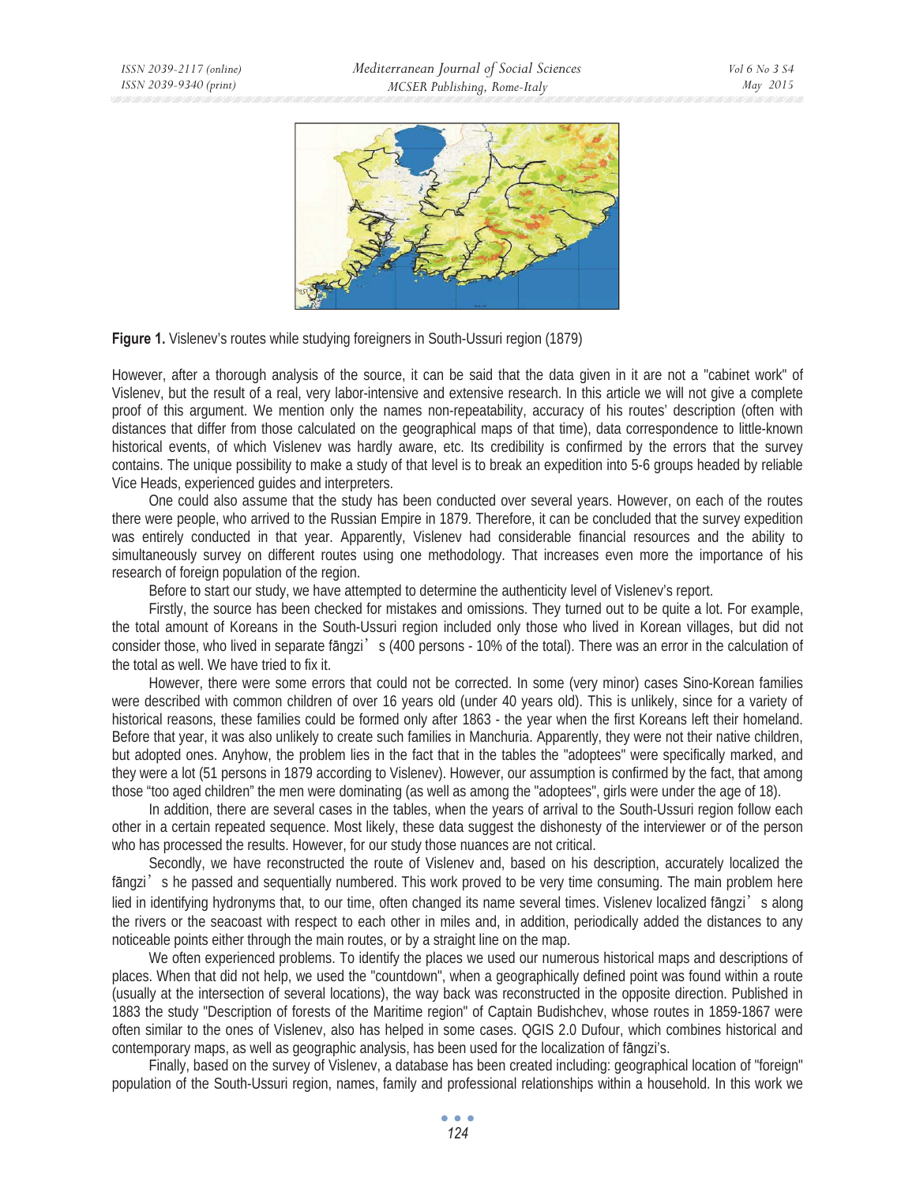**Figure 1.** Vislenev's routes while studying foreigners in South-Ussuri region (1879)

However, after a thorough analysis of the source, it can be said that the data given in it are not a "cabinet work" of Vislenev, but the result of a real, very labor-intensive and extensive research. In this article we will not give a complete proof of this argument. We mention only the names non-repeatability, accuracy of his routes' description (often with distances that differ from those calculated on the geographical maps of that time), data correspondence to little-known historical events, of which Vislenev was hardly aware, etc. Its credibility is confirmed by the errors that the survey contains. The unique possibility to make a study of that level is to break an expedition into 5-6 groups headed by reliable Vice Heads, experienced guides and interpreters.

One could also assume that the study has been conducted over several years. However, on each of the routes there were people, who arrived to the Russian Empire in 1879. Therefore, it can be concluded that the survey expedition was entirely conducted in that year. Apparently, Vislenev had considerable financial resources and the ability to simultaneously survey on different routes using one methodology. That increases even more the importance of his research of foreign population of the region.

Before to start our study, we have attempted to determine the authenticity level of Vislenev's report.

Firstly, the source has been checked for mistakes and omissions. They turned out to be quite a lot. For example, the total amount of Koreans in the South-Ussuri region included only those who lived in Korean villages, but did not consider those, who lived in separate fāngzi's (400 persons - 10% of the total). There was an error in the calculation of the total as well. We have tried to fix it.

However, there were some errors that could not be corrected. In some (very minor) cases Sino-Korean families were described with common children of over 16 years old (under 40 years old). This is unlikely, since for a variety of historical reasons, these families could be formed only after 1863 - the year when the first Koreans left their homeland. Before that year, it was also unlikely to create such families in Manchuria. Apparently, they were not their native children, but adopted ones. Anyhow, the problem lies in the fact that in the tables the "adoptees" were specifically marked, and they were a lot (51 persons in 1879 according to Vislenev). However, our assumption is confirmed by the fact, that among those "too aged children" the men were dominating (as well as among the "adoptees", girls were under the age of 18).

In addition, there are several cases in the tables, when the years of arrival to the South-Ussuri region follow each other in a certain repeated sequence. Most likely, these data suggest the dishonesty of the interviewer or of the person who has processed the results. However, for our study those nuances are not critical.

Secondly, we have reconstructed the route of Vislenev and, based on his description, accurately localized the fāngzi's he passed and sequentially numbered. This work proved to be very time consuming. The main problem here lied in identifying hydronyms that, to our time, often changed its name several times. Vislenev localized fāngzi's along the rivers or the seacoast with respect to each other in miles and, in addition, periodically added the distances to any noticeable points either through the main routes, or by a straight line on the map.

We often experienced problems. To identify the places we used our numerous historical maps and descriptions of places. When that did not help, we used the "countdown", when a geographically defined point was found within a route (usually at the intersection of several locations), the way back was reconstructed in the opposite direction. Published in 1883 the study "Description of forests of the Maritime region" of Captain Budishchev, whose routes in 1859-1867 were often similar to the ones of Vislenev, also has helped in some cases. QGIS 2.0 Dufour, which combines historical and contemporary maps, as well as geographic analysis, has been used for the localization of fāngzi's.

Finally, based on the survey of Vislenev, a database has been created including: geographical location of "foreign" population of the South-Ussuri region, names, family and professional relationships within a household. In this work we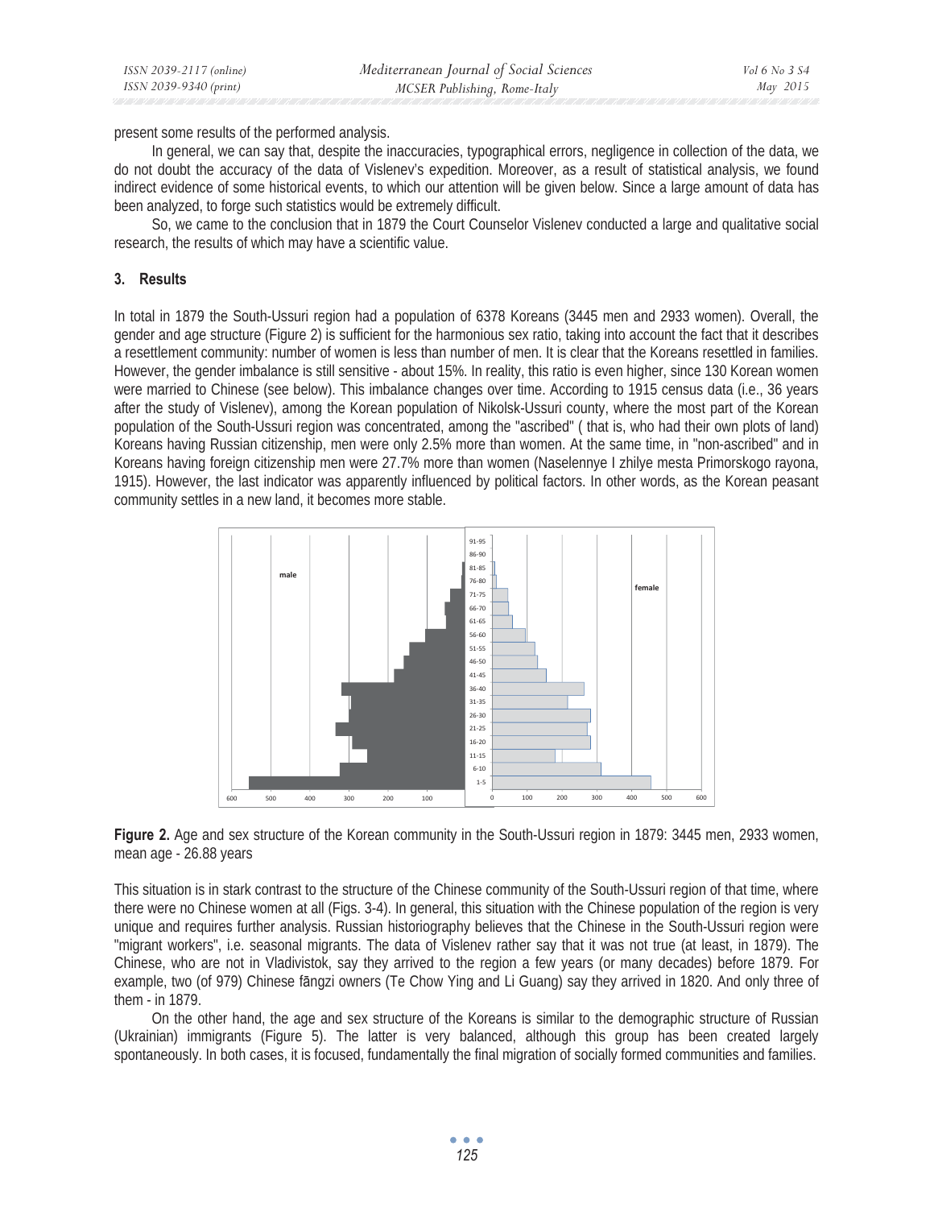present some results of the performed analysis.

In general, we can say that, despite the inaccuracies, typographical errors, negligence in collection of the data, we do not doubt the accuracy of the data of Vislenev's expedition. Moreover, as a result of statistical analysis, we found indirect evidence of some historical events, to which our attention will be given below. Since a large amount of data has been analyzed, to forge such statistics would be extremely difficult.

So, we came to the conclusion that in 1879 the Court Counselor Vislenev conducted a large and qualitative social research, the results of which may have a scientific value.

## 3. Results

In total in 1879 the South-Ussuri region had a population of 6378 Koreans (3445 men and 2933 women). Overall, the gender and age structure (Figure 2) is sufficient for the harmonious sex ratio, taking into account the fact that it describes a resettlement community: number of women is less than number of men. It is clear that the Koreans resettled in families. However, the gender imbalance is still sensitive - about 15%. In reality, this ratio is even higher, since 130 Korean women were married to Chinese (see below). This imbalance changes over time. According to 1915 census data (i.e., 36 years after the study of Vislenev), among the Korean population of Nikolsk-Ussuri county, where the most part of the Korean population of the South-Ussuri region was concentrated, among the "ascribed" ( that is, who had their own plots of land) Koreans having Russian citizenship, men were only 2.5% more than women. At the same time, in "non-ascribed" and in Koreans having foreign citizenship men were 27.7% more than women (Naselennye I zhilye mesta Primorskogo rayona, 1915). However, the last indicator was apparently influenced by political factors. In other words, as the Korean peasant community settles in a new land, it becomes more stable.

**Figure 2.** Age and sex structure of the Korean community in the South-Ussuri region in 1879: 3445 men, 2933 women, mean age - 26.88 years

This situation is in stark contrast to the structure of the Chinese community of the South-Ussuri region of that time, where there were no Chinese women at all (Figs. 3-4). In general, this situation with the Chinese population of the region is very unique and requires further analysis. Russian historiography believes that the Chinese in the South-Ussuri region were "migrant workers", i.e. seasonal migrants. The data of Vislenev rather say that it was not true (at least, in 1879). The Chinese, who are not in Vladivistok, say they arrived to the region a few years (or many decades) before 1879. For example, two (of 979) Chinese fāngzi owners (Te Chow Ying and Li Guang) say they arrived in 1820. And only three of them - in 1879.

On the other hand, the age and sex structure of the Koreans is similar to the demographic structure of Russian (Ukrainian) immigrants (Figure 5). The latter is very balanced, although this group has been created largely spontaneously. In both cases, it is focused, fundamentally the final migration of socially formed communities and families.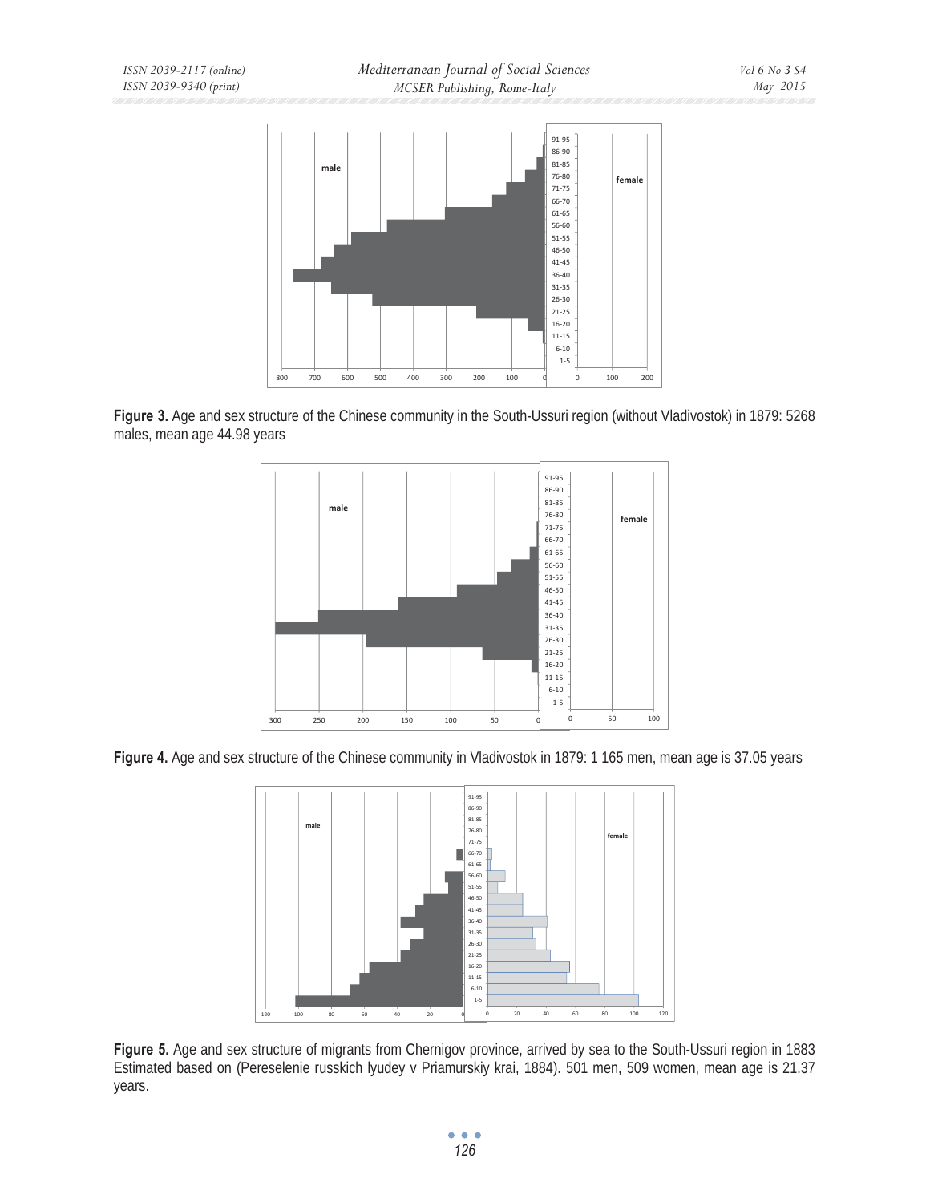**Figure 3.** Age and sex structure of the Chinese community in the South-Ussuri region (without Vladivostok) in 1879: 5268 males, mean age 44.98 years

**Figure 4.** Age and sex structure of the Chinese community in Vladivostok in 1879: 1 165 men, mean age is 37.05 years

**Figure 5.** Age and sex structure of migrants from Chernigov province, arrived by sea to the South-Ussuri region in 1883 Estimated based on (Pereselenie russkich lyudey v Priamurskiy krai, 1884). 501 men, 509 women, mean age is 21.37 years.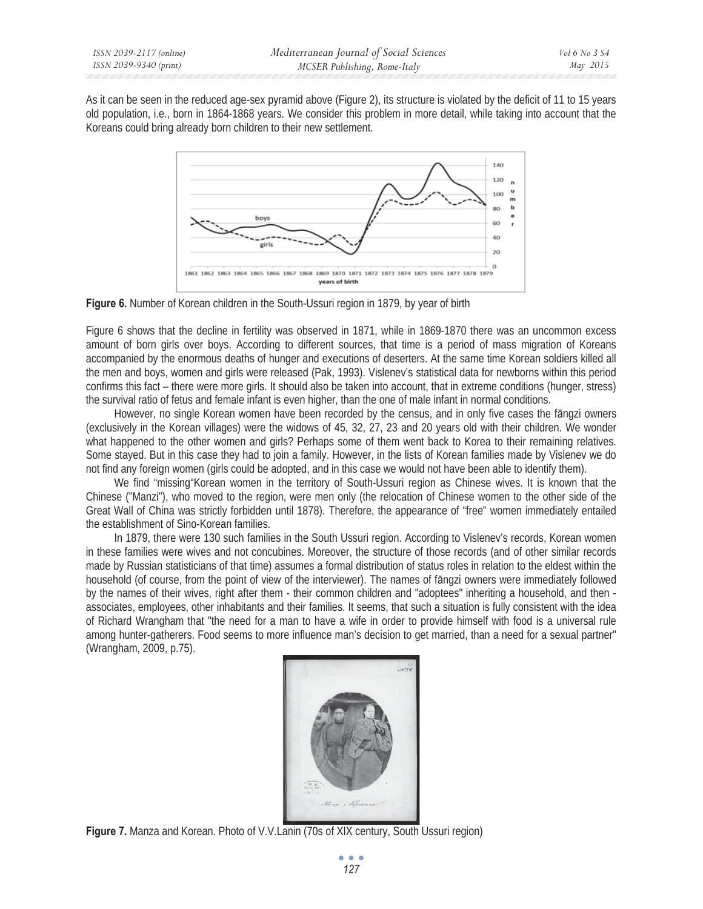As it can be seen in the reduced age-sex pyramid above (Figure 2), its structure is violated by the deficit of 11 to 15 years old population, i.e., born in 1864-1868 years. We consider this problem in more detail, while taking into account that the Koreans could bring already born children to their new settlement.

**Figure 6.** Number of Korean children in the South-Ussuri region in 1879, by year of birth

Figure 6 shows that the decline in fertility was observed in 1871, while in 1869-1870 there was an uncommon excess amount of born girls over boys. According to different sources, that time is a period of mass migration of Koreans accompanied by the enormous deaths of hunger and executions of deserters. At the same time Korean soldiers killed all the men and boys, women and girls were released (Pak, 1993). Vislenev's statistical data for newborns within this period confirms this fact – there were more girls. It should also be taken into account, that in extreme conditions (hunger, stress) the survival ratio of fetus and female infant is even higher, than the one of male infant in normal conditions.

However, no single Korean women have been recorded by the census, and in only five cases the fāngzi owners (exclusively in the Korean villages) were the widows of 45, 32, 27, 23 and 20 years old with their children. We wonder what happened to the other women and girls? Perhaps some of them went back to Korea to their remaining relatives. Some stayed. But in this case they had to join a family. However, in the lists of Korean families made by Vislenev we do not find any foreign women (girls could be adopted, and in this case we would not have been able to identify them).

We find "missing"Korean women in the territory of South-Ussuri region as Chinese wives. It is known that the Chinese ("Manzi"), who moved to the region, were men only (the relocation of Chinese women to the other side of the Great Wall of China was strictly forbidden until 1878). Therefore, the appearance of "free" women immediately entailed the establishment of Sino-Korean families.

In 1879, there were 130 such families in the South Ussuri region. According to Vislenev's records, Korean women in these families were wives and not concubines. Moreover, the structure of those records (and of other similar records made by Russian statisticians of that time) assumes a formal distribution of status roles in relation to the eldest within the household (of course, from the point of view of the interviewer). The names of fāngzi owners were immediately followed by the names of their wives, right after them - their common children and "adoptees" inheriting a household, and then - associates, employees, other inhabitants and their families. It seems, that such a situation is fully consistent with the idea of Richard Wrangham that "the need for a man to have a wife in order to provide himself with food is a universal rule among hunter-gatherers. Food seems to more influence man's decision to get married, than a need for a sexual partner" (Wrangham, 2009, p.75).

**Figure 7.** Manza and Korean. Photo of V.V.Lanin (70s of XIX century, South Ussuri region)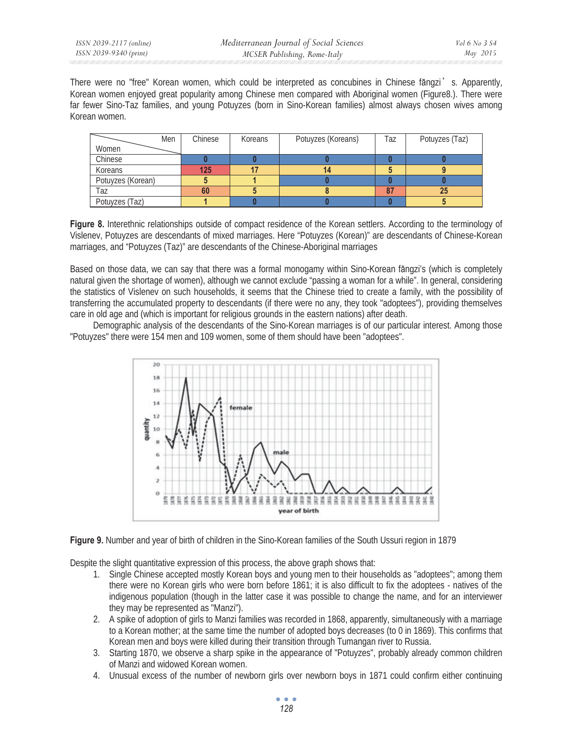There were no "free" Korean women, which could be interpreted as concubines in Chinese fāngzi's. Apparently, Korean women enjoyed great popularity among Chinese men compared with Aboriginal women (Figure8.). There were far fewer Sino-Taz families, and young Potuyzes (born in Sino-Korean families) almost always chosen wives among Korean women.

| Women \ Men | Chinese | Koreans | Potuyzes (Koreans) | Taz | Potuyzes (Taz) |
|---|---|---|---|---|---|
| Chinese | 0 | 0 | 0 | 0 | 0 |
| Koreans | 125 | 17 | 14 | 5 | 9 |
| Potuyzes (Korean) | 5 | 1 | 0 | 0 | 0 |
| Taz | 60 | 5 | 8 | 87 | 25 |
| Potuyzes (Taz) | 1 | 0 | 0 | 0 | 5 |

**Figure 8.** Interethnic relationships outside of compact residence of the Korean settlers. According to the terminology of Vislenev, Potuyzes are descendants of mixed marriages. Here "Potuyzes (Korean)" are descendants of Chinese-Korean marriages, and "Potuyzes (Taz)" are descendants of the Chinese-Aboriginal marriages

Based on those data, we can say that there was a formal monogamy within Sino-Korean fāngzi's (which is completely natural given the shortage of women), although we cannot exclude "passing a woman for a while". In general, considering the statistics of Vislenev on such households, it seems that the Chinese tried to create a family, with the possibility of transferring the accumulated property to descendants (if there were no any, they took "adoptees"), providing themselves care in old age and (which is important for religious grounds in the eastern nations) after death.

Demographic analysis of the descendants of the Sino-Korean marriages is of our particular interest. Among those "Potuyzes" there were 154 men and 109 women, some of them should have been "adoptees".

**Figure 9.** Number and year of birth of children in the Sino-Korean families of the South Ussuri region in 1879

Despite the slight quantitative expression of this process, the above graph shows that:

1. Single Chinese accepted mostly Korean boys and young men to their households as "adoptees"; among them there were no Korean girls who were born before 1861; it is also difficult to fix the adoptees - natives of the indigenous population (though in the latter case it was possible to change the name, and for an interviewer they may be represented as "Manzi").
2. A spike of adoption of girls to Manzi families was recorded in 1868, apparently, simultaneously with a marriage to a Korean mother; at the same time the number of adopted boys decreases (to 0 in 1869). This confirms that Korean men and boys were killed during their transition through Tumangan river to Russia.
3. Starting 1870, we observe a sharp spike in the appearance of "Potuyzes", probably already common children of Manzi and widowed Korean women.
4. Unusual excess of the number of newborn girls over newborn boys in 1871 could confirm either continuing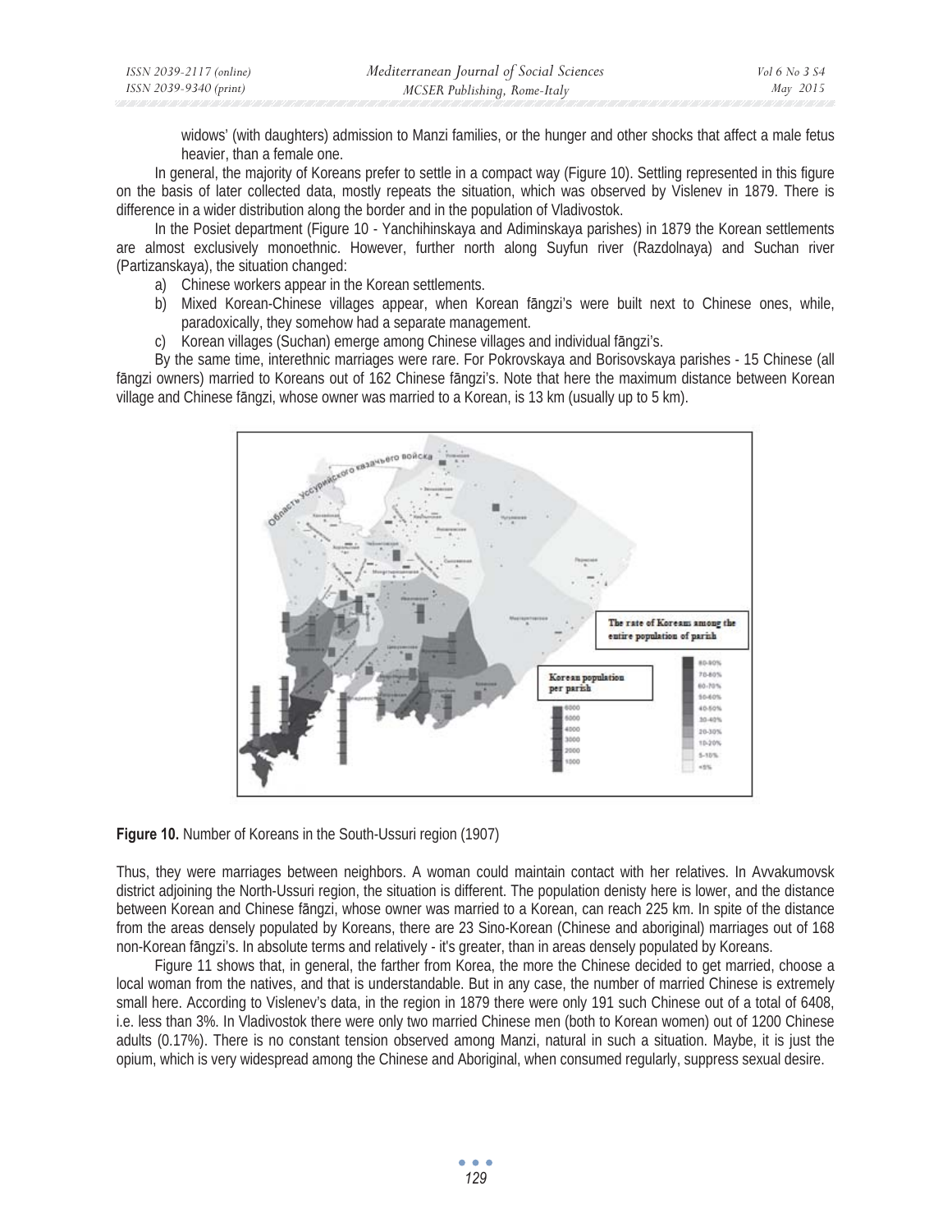widows' (with daughters) admission to Manzi families, or the hunger and other shocks that affect a male fetus heavier, than a female one.

In general, the majority of Koreans prefer to settle in a compact way (Figure 10). Settling represented in this figure on the basis of later collected data, mostly repeats the situation, which was observed by Vislenev in 1879. There is difference in a wider distribution along the border and in the population of Vladivostok.

In the Posiet department (Figure 10 - Yanchihinskaya and Adiminskaya parishes) in 1879 the Korean settlements are almost exclusively monoethnic. However, further north along Suyfun river (Razdolnaya) and Suchan river (Partizanskaya), the situation changed:

a) Chinese workers appear in the Korean settlements.
b) Mixed Korean-Chinese villages appear, when Korean fāngzi's were built next to Chinese ones, while, paradoxically, they somehow had a separate management.
c) Korean villages (Suchan) emerge among Chinese villages and individual fāngzi's.

By the same time, interethnic marriages were rare. For Pokrovskaya and Borisovskaya parishes - 15 Chinese (all fāngzi owners) married to Koreans out of 162 Chinese fāngzi's. Note that here the maximum distance between Korean village and Chinese fāngzi, whose owner was married to a Korean, is 13 km (usually up to 5 km).

**Figure 10.** Number of Koreans in the South-Ussuri region (1907)

Thus, they were marriages between neighbors. A woman could maintain contact with her relatives. In Avvakumovsk district adjoining the North-Ussuri region, the situation is different. The population denisty here is lower, and the distance between Korean and Chinese fāngzi, whose owner was married to a Korean, can reach 225 km. In spite of the distance from the areas densely populated by Koreans, there are 23 Sino-Korean (Chinese and aboriginal) marriages out of 168 non-Korean fāngzi's. In absolute terms and relatively - it's greater, than in areas densely populated by Koreans.

Figure 11 shows that, in general, the farther from Korea, the more the Chinese decided to get married, choose a local woman from the natives, and that is understandable. But in any case, the number of married Chinese is extremely small here. According to Vislenev's data, in the region in 1879 there were only 191 such Chinese out of a total of 6408, i.e. less than 3%. In Vladivostok there were only two married Chinese men (both to Korean women) out of 1200 Chinese adults (0.17%). There is no constant tension observed among Manzi, natural in such a situation. Maybe, it is just the opium, which is very widespread among the Chinese and Aboriginal, when consumed regularly, suppress sexual desire.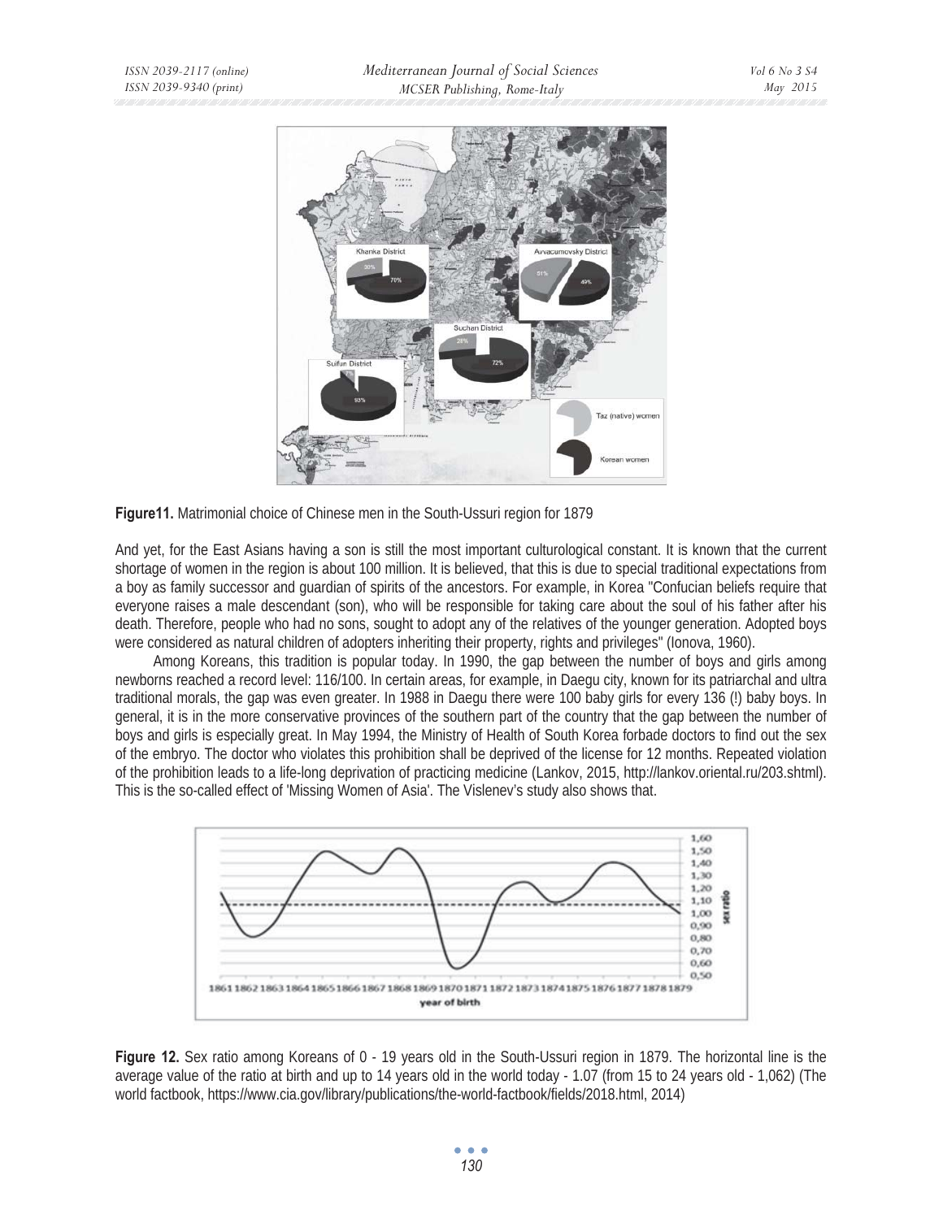**Figure11.** Matrimonial choice of Chinese men in the South-Ussuri region for 1879

And yet, for the East Asians having a son is still the most important culturological constant. It is known that the current shortage of women in the region is about 100 million. It is believed, that this is due to special traditional expectations from a boy as family successor and guardian of spirits of the ancestors. For example, in Korea "Confucian beliefs require that everyone raises a male descendant (son), who will be responsible for taking care about the soul of his father after his death. Therefore, people who had no sons, sought to adopt any of the relatives of the younger generation. Adopted boys were considered as natural children of adopters inheriting their property, rights and privileges" (Ionova, 1960).

Among Koreans, this tradition is popular today. In 1990, the gap between the number of boys and girls among newborns reached a record level: 116/100. In certain areas, for example, in Daegu city, known for its patriarchal and ultra traditional morals, the gap was even greater. In 1988 in Daegu there were 100 baby girls for every 136 (!) baby boys. In general, it is in the more conservative provinces of the southern part of the country that the gap between the number of boys and girls is especially great. In May 1994, the Ministry of Health of South Korea forbade doctors to find out the sex of the embryo. The doctor who violates this prohibition shall be deprived of the license for 12 months. Repeated violation of the prohibition leads to a life-long deprivation of practicing medicine (Lankov, 2015, http://lankov.oriental.ru/203.shtml). This is the so-called effect of 'Missing Women of Asia'. The Vislenev's study also shows that.

**Figure 12.** Sex ratio among Koreans of 0 - 19 years old in the South-Ussuri region in 1879. The horizontal line is the average value of the ratio at birth and up to 14 years old in the world today - 1.07 (from 15 to 24 years old - 1,062) (The world factbook, https://www.cia.gov/library/publications/the-world-factbook/fields/2018.html, 2014)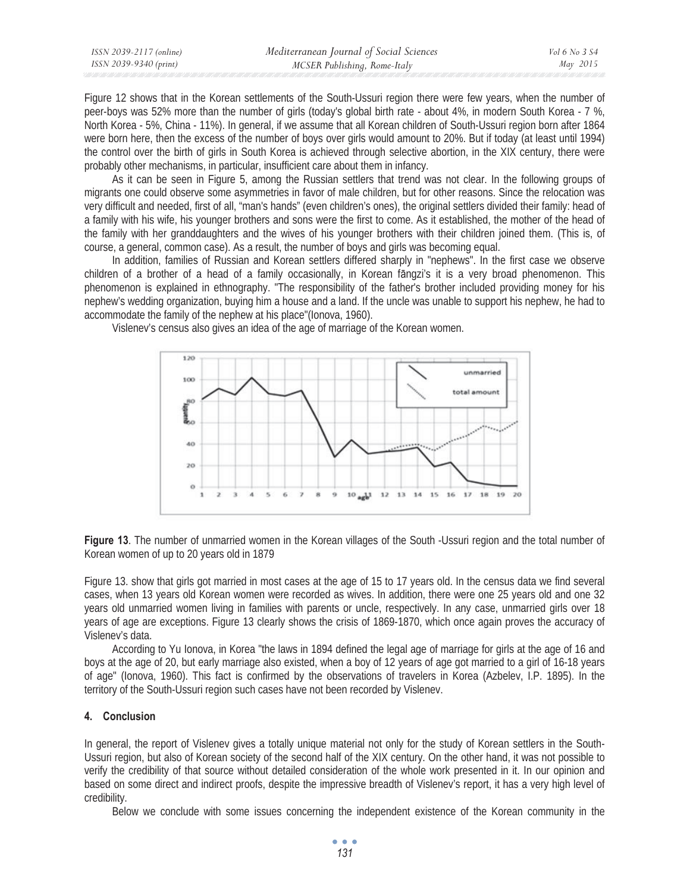Figure 12 shows that in the Korean settlements of the South-Ussuri region there were few years, when the number of peer-boys was 52% more than the number of girls (today's global birth rate - about 4%, in modern South Korea - 7 %, North Korea - 5%, China - 11%). In general, if we assume that all Korean children of South-Ussuri region born after 1864 were born here, then the excess of the number of boys over girls would amount to 20%. But if today (at least until 1994) the control over the birth of girls in South Korea is achieved through selective abortion, in the XIX century, there were probably other mechanisms, in particular, insufficient care about them in infancy.

As it can be seen in Figure 5, among the Russian settlers that trend was not clear. In the following groups of migrants one could observe some asymmetries in favor of male children, but for other reasons. Since the relocation was very difficult and needed, first of all, "man's hands" (even children's ones), the original settlers divided their family: head of a family with his wife, his younger brothers and sons were the first to come. As it established, the mother of the head of the family with her granddaughters and the wives of his younger brothers with their children joined them. (This is, of course, a general, common case). As a result, the number of boys and girls was becoming equal.

In addition, families of Russian and Korean settlers differed sharply in "nephews". In the first case we observe children of a brother of a head of a family occasionally, in Korean fāngzi's it is a very broad phenomenon. This phenomenon is explained in ethnography. "The responsibility of the father's brother included providing money for his nephew's wedding organization, buying him a house and a land. If the uncle was unable to support his nephew, he had to accommodate the family of the nephew at his place"(Ionova, 1960).

Vislenev's census also gives an idea of the age of marriage of the Korean women.

**Figure 13**. The number of unmarried women in the Korean villages of the South -Ussuri region and the total number of Korean women of up to 20 years old in 1879

Figure 13. show that girls got married in most cases at the age of 15 to 17 years old. In the census data we find several cases, when 13 years old Korean women were recorded as wives. In addition, there were one 25 years old and one 32 years old unmarried women living in families with parents or uncle, respectively. In any case, unmarried girls over 18 years of age are exceptions. Figure 13 clearly shows the crisis of 1869-1870, which once again proves the accuracy of Vislenev's data.

According to Yu Ionova, in Korea "the laws in 1894 defined the legal age of marriage for girls at the age of 16 and boys at the age of 20, but early marriage also existed, when a boy of 12 years of age got married to a girl of 16-18 years of age" (Ionova, 1960). This fact is confirmed by the observations of travelers in Korea (Azbelev, I.P. 1895). In the territory of the South-Ussuri region such cases have not been recorded by Vislenev.

## 4. Conclusion

In general, the report of Vislenev gives a totally unique material not only for the study of Korean settlers in the South-Ussuri region, but also of Korean society of the second half of the XIX century. On the other hand, it was not possible to verify the credibility of that source without detailed consideration of the whole work presented in it. In our opinion and based on some direct and indirect proofs, despite the impressive breadth of Vislenev's report, it has a very high level of credibility.

Below we conclude with some issues concerning the independent existence of the Korean community in the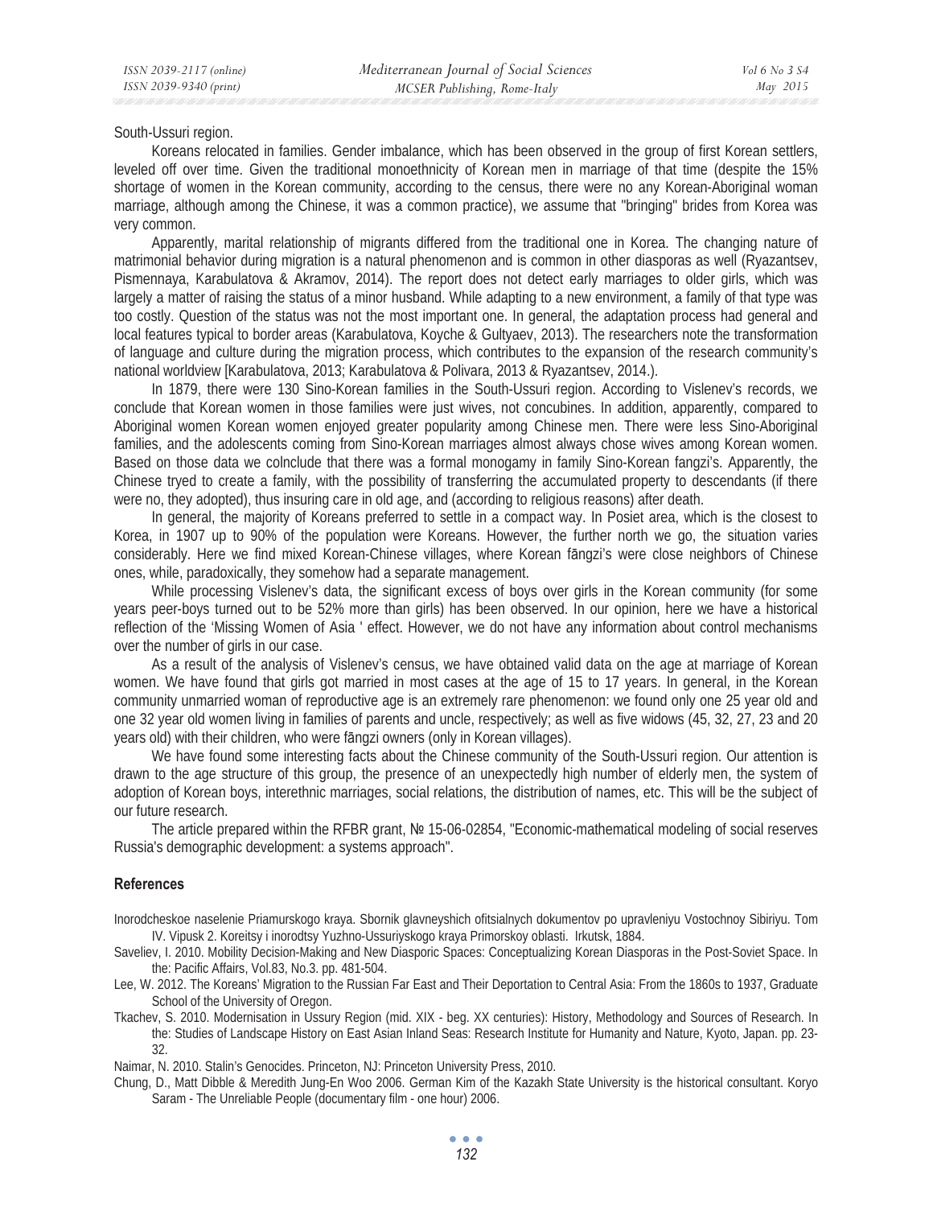South-Ussuri region.

Koreans relocated in families. Gender imbalance, which has been observed in the group of first Korean settlers, leveled off over time. Given the traditional monoethnicity of Korean men in marriage of that time (despite the 15% shortage of women in the Korean community, according to the census, there were no any Korean-Aboriginal woman marriage, although among the Chinese, it was a common practice), we assume that "bringing" brides from Korea was very common.

Apparently, marital relationship of migrants differed from the traditional one in Korea. The changing nature of matrimonial behavior during migration is a natural phenomenon and is common in other diasporas as well (Ryazantsev, Pismennaya, Karabulatova & Akramov, 2014). The report does not detect early marriages to older girls, which was largely a matter of raising the status of a minor husband. While adapting to a new environment, a family of that type was too costly. Question of the status was not the most important one. In general, the adaptation process had general and local features typical to border areas (Karabulatova, Koyche & Gultyaev, 2013). The researchers note the transformation of language and culture during the migration process, which contributes to the expansion of the research community's national worldview [Karabulatova, 2013; Karabulatova & Polivara, 2013 & Ryazantsev, 2014.).

In 1879, there were 130 Sino-Korean families in the South-Ussuri region. According to Vislenev's records, we conclude that Korean women in those families were just wives, not concubines. In addition, apparently, compared to Aboriginal women Korean women enjoyed greater popularity among Chinese men. There were less Sino-Aboriginal families, and the adolescents coming from Sino-Korean marriages almost always chose wives among Korean women. Based on those data we colnclude that there was a formal monogamy in family Sino-Korean fangzi's. Apparently, the Chinese tryed to create a family, with the possibility of transferring the accumulated property to descendants (if there were no, they adopted), thus insuring care in old age, and (according to religious reasons) after death.

In general, the majority of Koreans preferred to settle in a compact way. In Posiet area, which is the closest to Korea, in 1907 up to 90% of the population were Koreans. However, the further north we go, the situation varies considerably. Here we find mixed Korean-Chinese villages, where Korean fāngzi's were close neighbors of Chinese ones, while, paradoxically, they somehow had a separate management.

While processing Vislenev's data, the significant excess of boys over girls in the Korean community (for some years peer-boys turned out to be 52% more than girls) has been observed. In our opinion, here we have a historical reflection of the 'Missing Women of Asia ' effect. However, we do not have any information about control mechanisms over the number of girls in our case.

As a result of the analysis of Vislenev's census, we have obtained valid data on the age at marriage of Korean women. We have found that girls got married in most cases at the age of 15 to 17 years. In general, in the Korean community unmarried woman of reproductive age is an extremely rare phenomenon: we found only one 25 year old and one 32 year old women living in families of parents and uncle, respectively; as well as five widows (45, 32, 27, 23 and 20 years old) with their children, who were fāngzi owners (only in Korean villages).

We have found some interesting facts about the Chinese community of the South-Ussuri region. Our attention is drawn to the age structure of this group, the presence of an unexpectedly high number of elderly men, the system of adoption of Korean boys, interethnic marriages, social relations, the distribution of names, etc. This will be the subject of our future research.

The article prepared within the RFBR grant, № 15-06-02854, "Economic-mathematical modeling of social reserves Russia's demographic development: a systems approach".

### References

Inorodcheskoe naselenie Priamurskogo kraya. Sbornik glavneyshich ofitsialnych dokumentov po upravleniyu Vostochnoy Sibiriyu. Tom IV. Vipusk 2. Koreitsy i inorodtsy Yuzhno-Ussuriyskogo kraya Primorskoy oblasti. Irkutsk, 1884.

Saveliev, I. 2010. Mobility Decision-Making and New Diasporic Spaces: Conceptualizing Korean Diasporas in the Post-Soviet Space. In the: Pacific Affairs, Vol.83, No.3. pp. 481-504.

Lee, W. 2012. The Koreans' Migration to the Russian Far East and Their Deportation to Central Asia: From the 1860s to 1937, Graduate School of the University of Oregon.

Tkachev, S. 2010. Modernisation in Ussury Region (mid. XIX - beg. XX centuries): History, Methodology and Sources of Research. In the: Studies of Landscape History on East Asian Inland Seas: Research Institute for Humanity and Nature, Kyoto, Japan. pp. 23-32.

Naimar, N. 2010. Stalin's Genocides. Princeton, NJ: Princeton University Press, 2010.

Chung, D., Matt Dibble & Meredith Jung-En Woo 2006. German Kim of the Kazakh State University is the historical consultant. Koryo Saram - The Unreliable People (documentary film - one hour) 2006.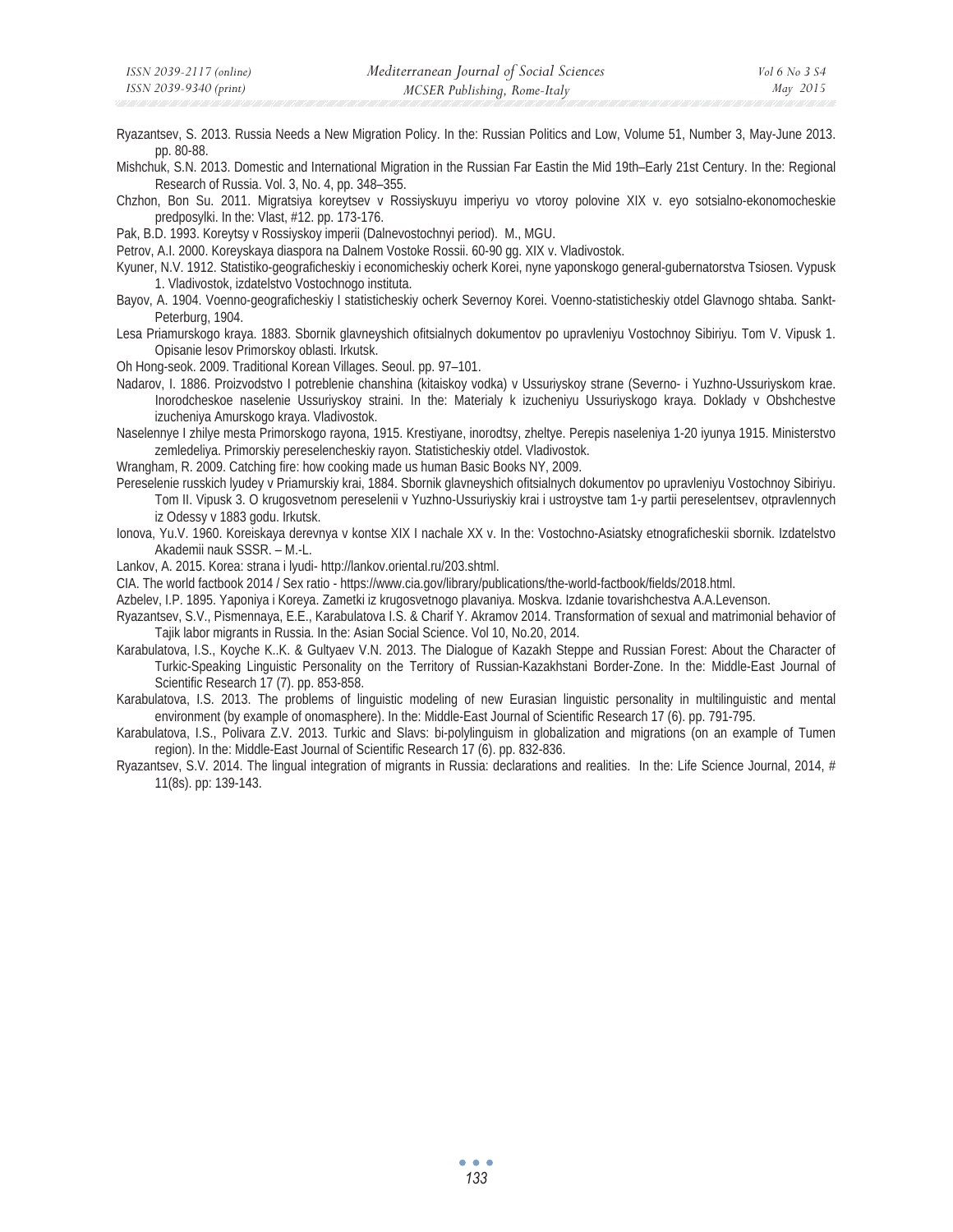Ryazantsev, S. 2013. Russia Needs a New Migration Policy. In the: Russian Politics and Low, Volume 51, Number 3, May-June 2013. pp. 80-88.

Mishchuk, S.N. 2013. Domestic and International Migration in the Russian Far Eastin the Mid 19th–Early 21st Century. In the: Regional Research of Russia. Vol. 3, No. 4, pp. 348–355.

Chzhon, Bon Su. 2011. Migratsiya koreytsev v Rossiyskuyu imperiyu vo vtoroy polovine XIX v. eyo sotsialno-ekonomocheskie predposylki. In the: Vlast, #12. pp. 173-176.

Pak, B.D. 1993. Koreytsy v Rossiyskoy imperii (Dalnevostochnyi period). M., MGU.

Petrov, A.I. 2000. Koreyskaya diaspora na Dalnem Vostoke Rossii. 60-90 gg. XIX v. Vladivostok.

Kyuner, N.V. 1912. Statistiko-geograficheskiy i economicheskiy ocherk Korei, nyne yaponskogo general-gubernatorstva Tsiosen. Vypusk 1. Vladivostok, izdatelstvo Vostochnogo instituta.

Bayov, A. 1904. Voenno-geograficheskiy I statisticheskiy ocherk Severnoy Korei. Voenno-statisticheskiy otdel Glavnogo shtaba. Sankt-Peterburg, 1904.

Lesa Priamurskogo kraya. 1883. Sbornik glavneyshich ofitsialnych dokumentov po upravleniyu Vostochnoy Sibiriyu. Tom V. Vipusk 1. Opisanie lesov Primorskoy oblasti. Irkutsk.

Oh Hong-seok. 2009. Traditional Korean Villages. Seoul. pp. 97–101.

Nadarov, I. 1886. Proizvodstvo I potreblenie chanshina (kitaiskoy vodka) v Ussuriyskoy strane (Severno- i Yuzhno-Ussuriyskom krae. Inorodcheskoe naselenie Ussuriyskoy straini. In the: Materialy k izucheniyu Ussuriyskogo kraya. Doklady v Obshchestve izucheniya Amurskogo kraya. Vladivostok.

Naselennye I zhilye mesta Primorskogo rayona, 1915. Krestiyane, inorodtsy, zheltye. Perepis naseleniya 1-20 iyunya 1915. Ministerstvo zemledeliya. Primorskiy pereselencheskiy rayon. Statisticheskiy otdel. Vladivostok.

Wrangham, R. 2009. Catching fire: how cooking made us human Basic Books NY, 2009.

Pereselenie russkich lyudey v Priamurskiy krai, 1884. Sbornik glavneyshich ofitsialnych dokumentov po upravleniyu Vostochnoy Sibiriyu. Tom II. Vipusk 3. O krugosvetnom pereselenii v Yuzhno-Ussuriyskiy krai i ustroystve tam 1-y partii pereselentsev, otpravlennych iz Odessy v 1883 godu. Irkutsk.

Ionova, Yu.V. 1960. Koreiskaya derevnya v kontse XIX I nachale XX v. In the: Vostochno-Asiatsky etnograficheskii sbornik. Izdatelstvo Akademii nauk SSSR. – M.-L.

Lankov, A. 2015. Korea: strana i lyudi- http://lankov.oriental.ru/203.shtml.

CIA. The world factbook 2014 / Sex ratio - https://www.cia.gov/library/publications/the-world-factbook/fields/2018.html.

Azbelev, I.P. 1895. Yaponiya i Koreya. Zametki iz krugosvetnogo plavaniya. Moskva. Izdanie tovarishchestva A.A.Levenson.

Ryazantsev, S.V., Pismennaya, E.E., Karabulatova I.S. & Charif Y. Akramov 2014. Transformation of sexual and matrimonial behavior of Tajik labor migrants in Russia. In the: Asian Social Science. Vol 10, No.20, 2014.

Karabulatova, I.S., Koyche K..K. & Gultyaev V.N. 2013. The Dialogue of Kazakh Steppe and Russian Forest: About the Character of Turkic-Speaking Linguistic Personality on the Territory of Russian-Kazakhstani Border-Zone. In the: Middle-East Journal of Scientific Research 17 (7). pp. 853-858.

Karabulatova, I.S. 2013. The problems of linguistic modeling of new Eurasian linguistic personality in multilinguistic and mental environment (by example of onomasphere). In the: Middle-East Journal of Scientific Research 17 (6). pp. 791-795.

Karabulatova, I.S., Polivara Z.V. 2013. Turkic and Slavs: bi-polylinguism in globalization and migrations (on an example of Tumen region). In the: Middle-East Journal of Scientific Research 17 (6). pp. 832-836.

Ryazantsev, S.V. 2014. The lingual integration of migrants in Russia: declarations and realities. In the: Life Science Journal, 2014, # 11(8s). pp: 139-143.